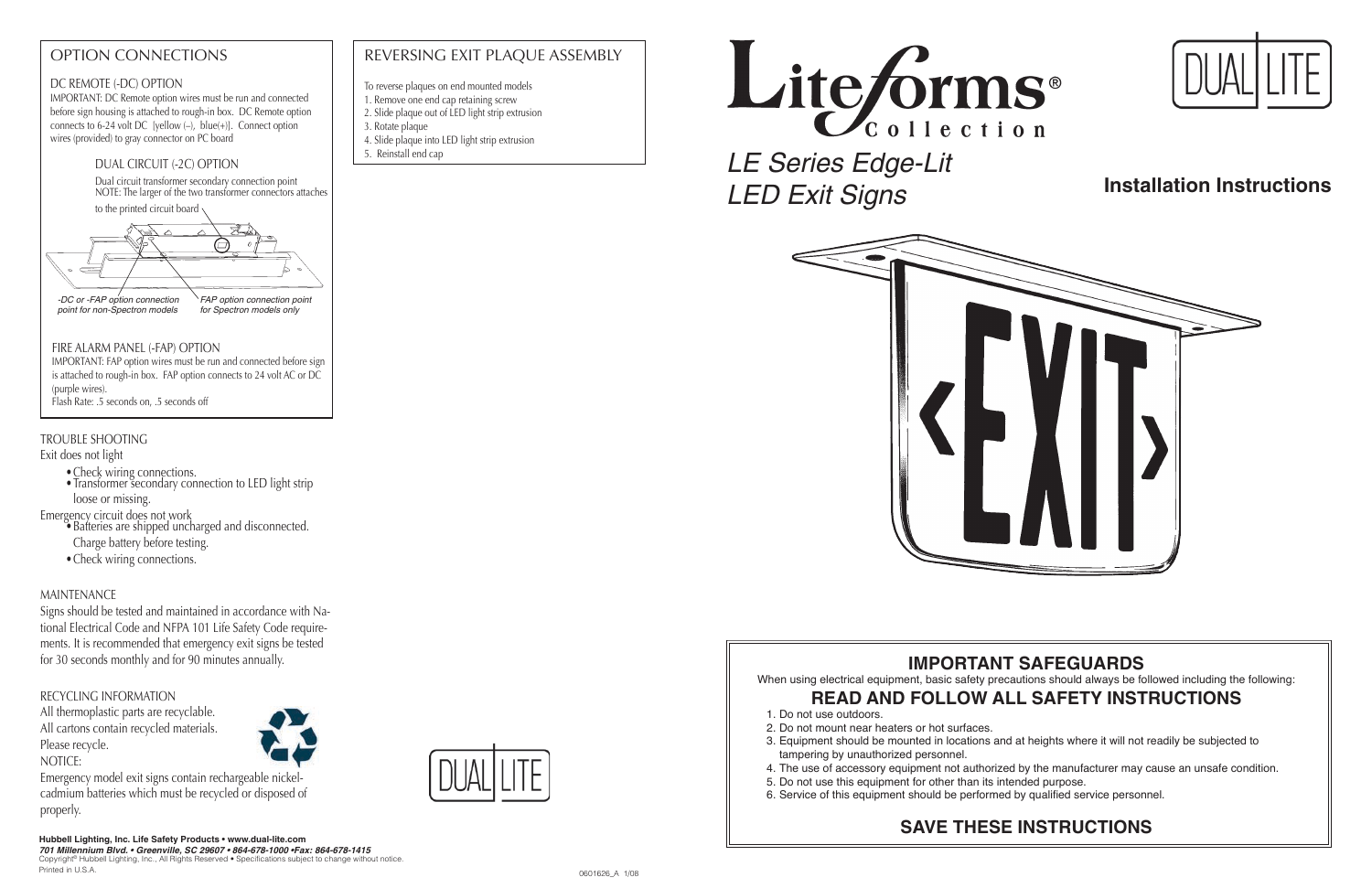## OPTION CONNECTIONS

### DC REMOTE (-DC) OPTION

IMPORTANT: DC Remote option wires must be run and connected before sign housing is attached to rough-in box. DC Remote option connects to 6-24 volt DC [yellow (–), blue(+)]. Connect option wires (provided) to gray connector on PC board

### DUAL CIRCUIT (-2C) OPTION

Dual circuit transformer secondary connection point
NOTE: The larger of the two transformer connectors attaches to the printed circuit board

*-DC or -FAP option connection point for non-Spectron models*

*FAP option connection point for Spectron models only*

### FIRE ALARM PANEL (-FAP) OPTION

IMPORTANT: FAP option wires must be run and connected before sign is attached to rough-in box. FAP option connects to 24 volt AC or DC (purple wires).
Flash Rate: .5 seconds on, .5 seconds off

## TROUBLE SHOOTING

Exit does not light
- Check wiring connections.
- Transformer secondary connection to LED light strip loose or missing.

Emergency circuit does not work
- Batteries are shipped uncharged and disconnected. Charge battery before testing.
- Check wiring connections.

## MAINTENANCE

Signs should be tested and maintained in accordance with National Electrical Code and NFPA 101 Life Safety Code requirements. It is recommended that emergency exit signs be tested for 30 seconds monthly and for 90 minutes annually.

## RECYCLING INFORMATION

All thermoplastic parts are recyclable.
All cartons contain recycled materials.
Please recycle.
NOTICE:
Emergency model exit signs contain rechargeable nickel-cadmium batteries which must be recycled or disposed of properly.

**Hubbell Lighting, Inc. Life Safety Products • www.dual-lite.com**
***701 Millennium Blvd. • Greenville, SC 29607 • 864-678-1000 •Fax: 864-678-1415***
Copyright® Hubbell Lighting, Inc., All Rights Reserved • Specifications subject to change without notice.
Printed in U.S.A.

0601626_A 1/08

## REVERSING EXIT PLAQUE ASSEMBLY

To reverse plaques on end mounted models
1. Remove one end cap retaining screw
2. Slide plaque out of LED light strip extrusion
3. Rotate plaque
4. Slide plaque into LED light strip extrusion
5. Reinstall end cap

DUAL LITE

# Liteforms® Collection

DUAL LITE

*LE Series Edge-Lit LED Exit Signs*

**Installation Instructions**

## IMPORTANT SAFEGUARDS

When using electrical equipment, basic safety precautions should always be followed including the following:

## READ AND FOLLOW ALL SAFETY INSTRUCTIONS

1. Do not use outdoors.
2. Do not mount near heaters or hot surfaces.
3. Equipment should be mounted in locations and at heights where it will not readily be subjected to tampering by unauthorized personnel.
4. The use of accessory equipment not authorized by the manufacturer may cause an unsafe condition.
5. Do not use this equipment for other than its intended purpose.
6. Service of this equipment should be performed by qualified service personnel.

## SAVE THESE INSTRUCTIONS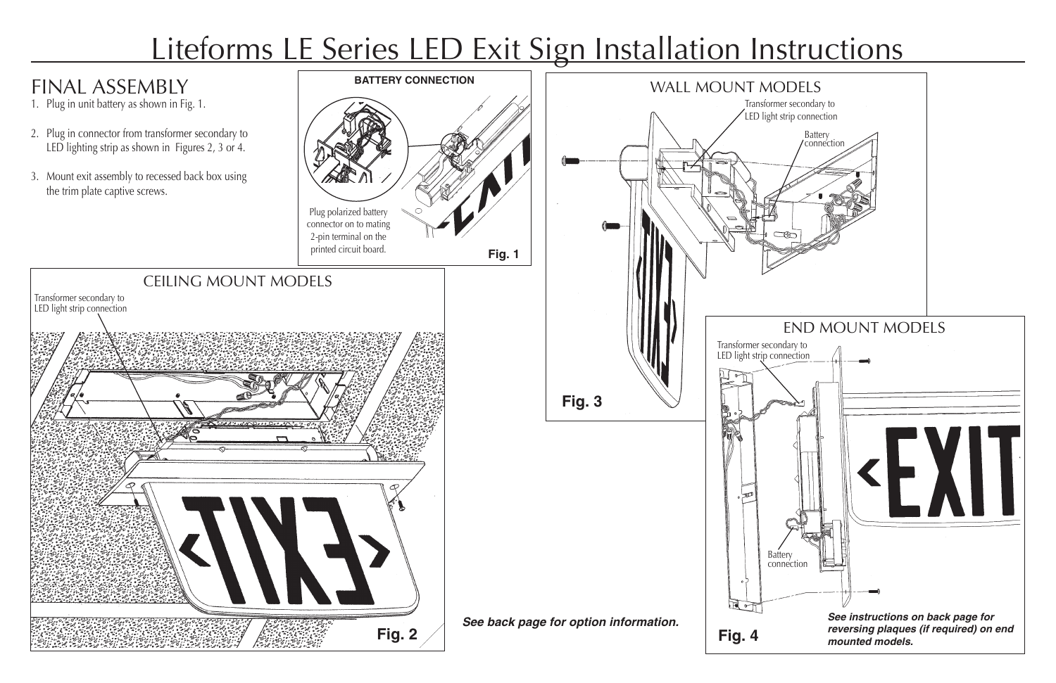# Liteforms LE Series LED Exit Sign Installation Instructions

## FINAL ASSEMBLY

1. Plug in unit battery as shown in Fig. 1.
2. Plug in connector from transformer secondary to LED lighting strip as shown in Figures 2, 3 or 4.
3. Mount exit assembly to recessed back box using the trim plate captive screws.

**BATTERY CONNECTION**

Plug polarized battery connector on to mating 2-pin terminal on the printed circuit board.

**Fig. 1**

WALL MOUNT MODELS

Transformer secondary to LED light strip connection

Battery connection

**Fig. 3**

CEILING MOUNT MODELS

Transformer secondary to LED light strip connection

**Fig. 2**

***See back page for option information.***

END MOUNT MODELS

Transformer secondary to LED light strip connection

Battery connection

**Fig. 4**

***See instructions on back page for reversing plaques (if required) on end mounted models.***